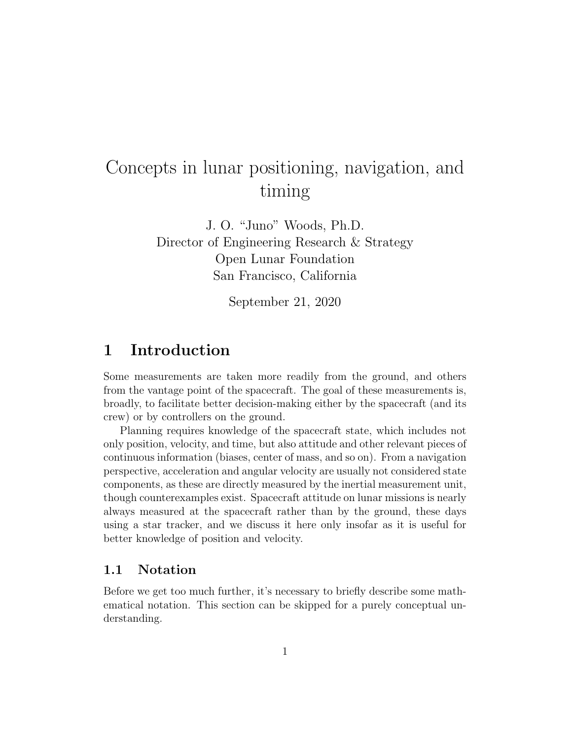# Concepts in lunar positioning, navigation, and timing

J. O. "Juno" Woods, Ph.D.
Director of Engineering Research & Strategy
Open Lunar Foundation
San Francisco, California

September 21, 2020

## 1 Introduction

Some measurements are taken more readily from the ground, and others from the vantage point of the spacecraft. The goal of these measurements is, broadly, to facilitate better decision-making either by the spacecraft (and its crew) or by controllers on the ground.

Planning requires knowledge of the spacecraft state, which includes not only position, velocity, and time, but also attitude and other relevant pieces of continuous information (biases, center of mass, and so on). From a navigation perspective, acceleration and angular velocity are usually not considered state components, as these are directly measured by the inertial measurement unit, though counterexamples exist. Spacecraft attitude on lunar missions is nearly always measured at the spacecraft rather than by the ground, these days using a star tracker, and we discuss it here only insofar as it is useful for better knowledge of position and velocity.

### 1.1 Notation

Before we get too much further, it's necessary to briefly describe some mathematical notation. This section can be skipped for a purely conceptual understanding.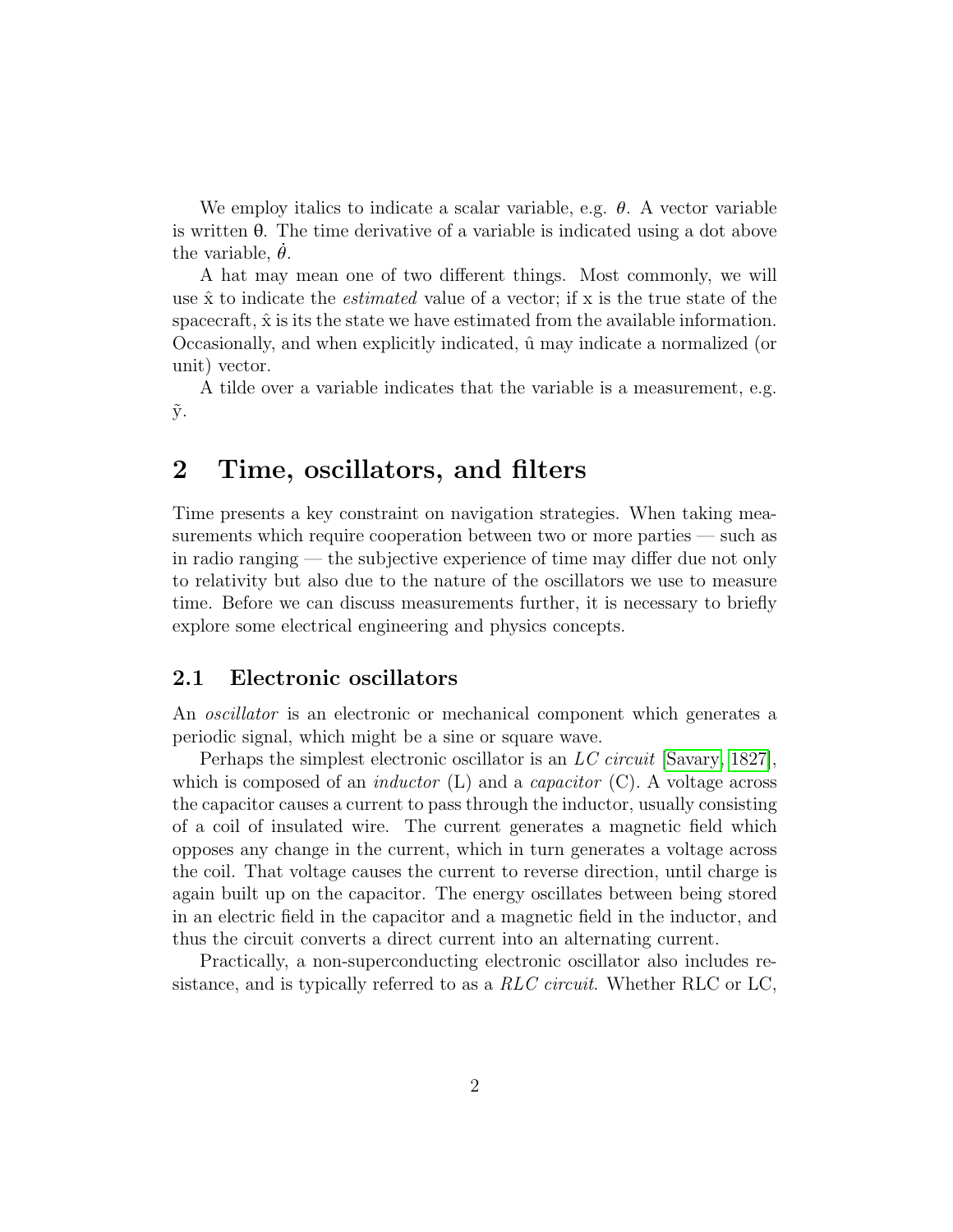We employ italics to indicate a scalar variable, e.g. $\theta$. A vector variable is written $\boldsymbol{\theta}$. The time derivative of a variable is indicated using a dot above the variable, $\dot{\theta}$.

A hat may mean one of two different things. Most commonly, we will use $\hat{\mathbf{x}}$ to indicate the *estimated* value of a vector; if $\mathbf{x}$ is the true state of the spacecraft, $\hat{\mathbf{x}}$ is its the state we have estimated from the available information. Occasionally, and when explicitly indicated, $\hat{\mathbf{u}}$ may indicate a normalized (or unit) vector.

A tilde over a variable indicates that the variable is a measurement, e.g. $\tilde{\mathbf{y}}$.

# 2 Time, oscillators, and filters

Time presents a key constraint on navigation strategies. When taking measurements which require cooperation between two or more parties — such as in radio ranging — the subjective experience of time may differ due not only to relativity but also due to the nature of the oscillators we use to measure time. Before we can discuss measurements further, it is necessary to briefly explore some electrical engineering and physics concepts.

## 2.1 Electronic oscillators

An *oscillator* is an electronic or mechanical component which generates a periodic signal, which might be a sine or square wave.

Perhaps the simplest electronic oscillator is an *LC circuit* [Savary, 1827], which is composed of an *inductor* (L) and a *capacitor* (C). A voltage across the capacitor causes a current to pass through the inductor, usually consisting of a coil of insulated wire. The current generates a magnetic field which opposes any change in the current, which in turn generates a voltage across the coil. That voltage causes the current to reverse direction, until charge is again built up on the capacitor. The energy oscillates between being stored in an electric field in the capacitor and a magnetic field in the inductor, and thus the circuit converts a direct current into an alternating current.

Practically, a non-superconducting electronic oscillator also includes resistance, and is typically referred to as a *RLC circuit*. Whether RLC or LC,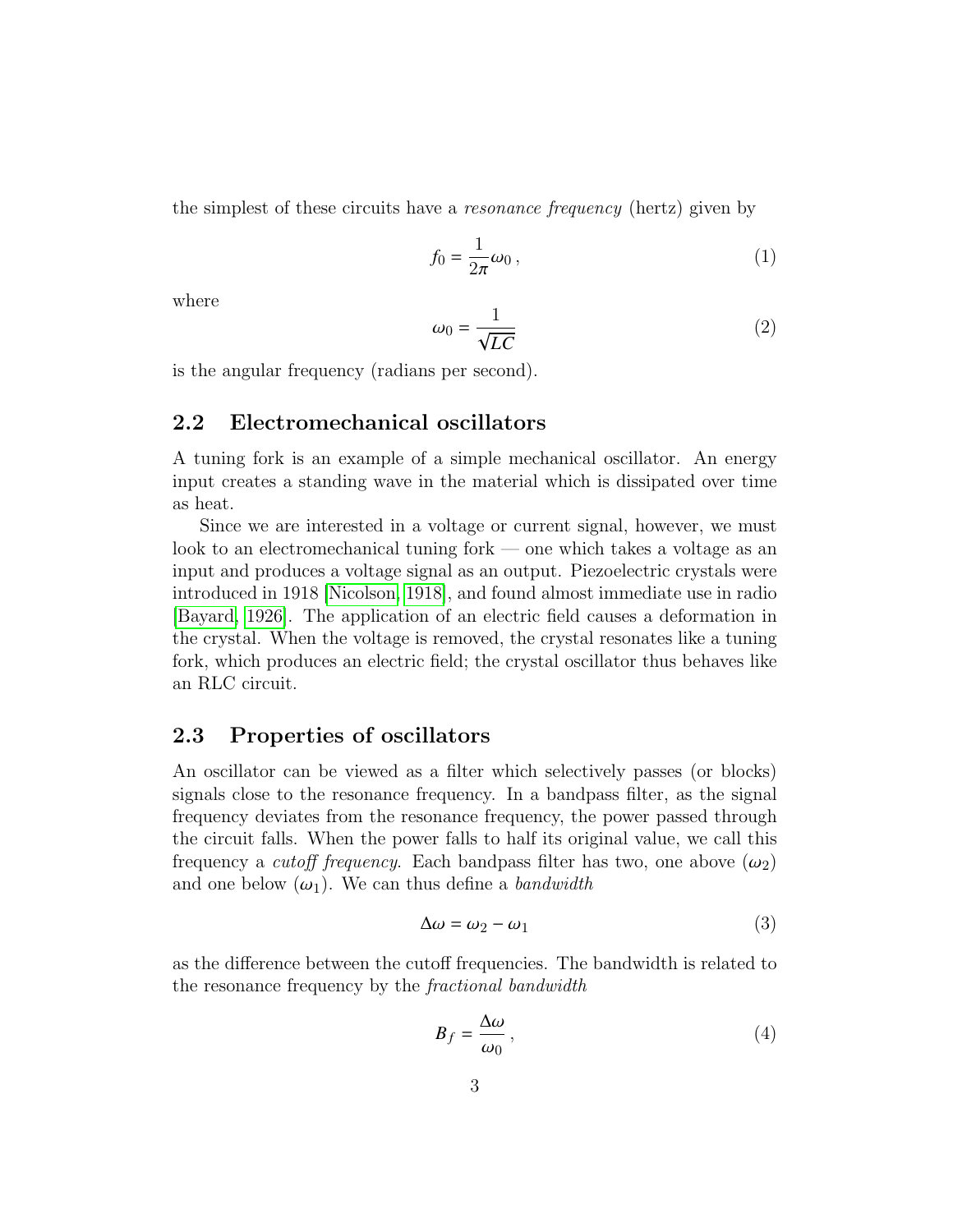the simplest of these circuits have a *resonance frequency* (hertz) given by

$$f_0 = \frac{1}{2\pi}\omega_0 \,, \tag{1}$$

where

$$\omega_0 = \frac{1}{\sqrt{LC}} \tag{2}$$

is the angular frequency (radians per second).

## 2.2 Electromechanical oscillators

A tuning fork is an example of a simple mechanical oscillator. An energy input creates a standing wave in the material which is dissipated over time as heat.

Since we are interested in a voltage or current signal, however, we must look to an electromechanical tuning fork — one which takes a voltage as an input and produces a voltage signal as an output. Piezoelectric crystals were introduced in 1918 [Nicolson, 1918], and found almost immediate use in radio [Bayard, 1926]. The application of an electric field causes a deformation in the crystal. When the voltage is removed, the crystal resonates like a tuning fork, which produces an electric field; the crystal oscillator thus behaves like an RLC circuit.

## 2.3 Properties of oscillators

An oscillator can be viewed as a filter which selectively passes (or blocks) signals close to the resonance frequency. In a bandpass filter, as the signal frequency deviates from the resonance frequency, the power passed through the circuit falls. When the power falls to half its original value, we call this frequency a *cutoff frequency*. Each bandpass filter has two, one above ($\omega_2$) and one below ($\omega_1$). We can thus define a *bandwidth*

$$\Delta\omega = \omega_2 - \omega_1 \tag{3}$$

as the difference between the cutoff frequencies. The bandwidth is related to the resonance frequency by the *fractional bandwidth*

$$B_f = \frac{\Delta\omega}{\omega_0} \,, \tag{4}$$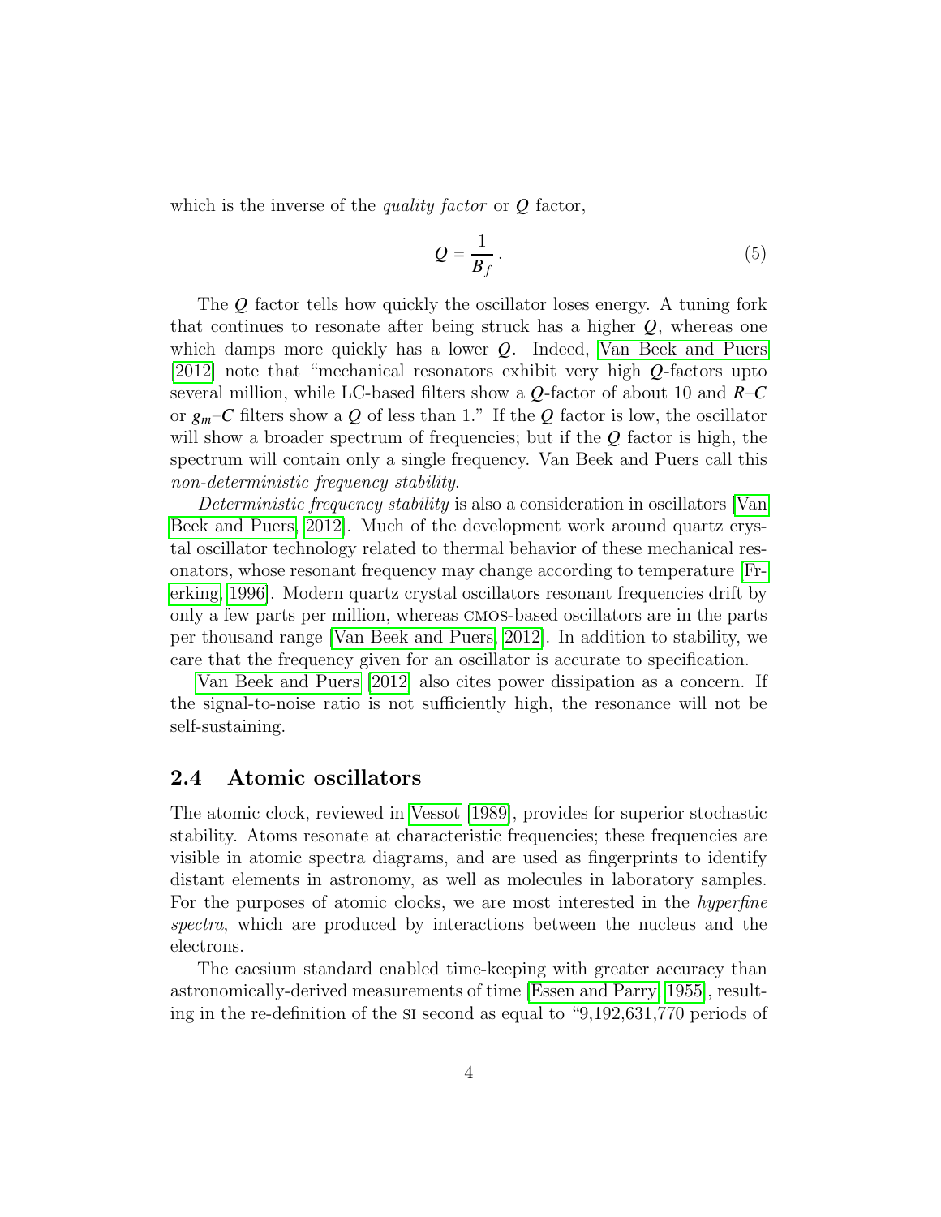which is the inverse of the *quality factor* or $Q$ factor,

$$Q = \frac{1}{B_f}\,. \tag{5}$$

The $Q$ factor tells how quickly the oscillator loses energy. A tuning fork that continues to resonate after being struck has a higher $Q$, whereas one which damps more quickly has a lower $Q$. Indeed, Van Beek and Puers [2012] note that "mechanical resonators exhibit very high $Q$-factors upto several million, while LC-based filters show a $Q$-factor of about 10 and $R$–$C$ or $g_m$–$C$ filters show a $Q$ of less than 1." If the $Q$ factor is low, the oscillator will show a broader spectrum of frequencies; but if the $Q$ factor is high, the spectrum will contain only a single frequency. Van Beek and Puers call this *non-deterministic frequency stability*.

*Deterministic frequency stability* is also a consideration in oscillators [Van Beek and Puers, 2012]. Much of the development work around quartz crystal oscillator technology related to thermal behavior of these mechanical resonators, whose resonant frequency may change according to temperature [Frerking, 1996]. Modern quartz crystal oscillators resonant frequencies drift by only a few parts per million, whereas CMOS-based oscillators are in the parts per thousand range [Van Beek and Puers, 2012]. In addition to stability, we care that the frequency given for an oscillator is accurate to specification.

Van Beek and Puers [2012] also cites power dissipation as a concern. If the signal-to-noise ratio is not sufficiently high, the resonance will not be self-sustaining.

## 2.4 Atomic oscillators

The atomic clock, reviewed in Vessot [1989], provides for superior stochastic stability. Atoms resonate at characteristic frequencies; these frequencies are visible in atomic spectra diagrams, and are used as fingerprints to identify distant elements in astronomy, as well as molecules in laboratory samples. For the purposes of atomic clocks, we are most interested in the *hyperfine spectra*, which are produced by interactions between the nucleus and the electrons.

The caesium standard enabled time-keeping with greater accuracy than astronomically-derived measurements of time [Essen and Parry, 1955], resulting in the re-definition of the SI second as equal to "9,192,631,770 periods of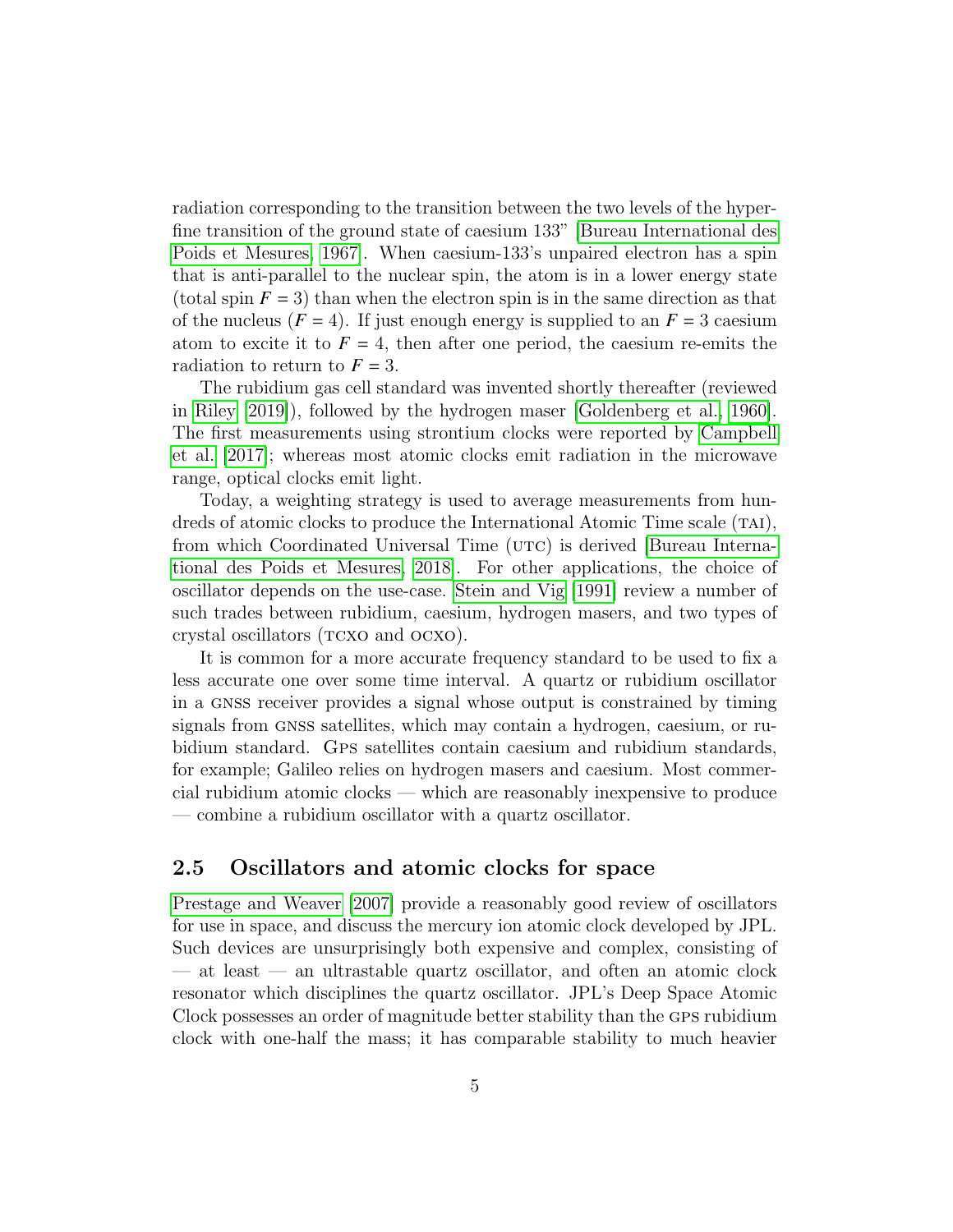radiation corresponding to the transition between the two levels of the hyperfine transition of the ground state of caesium 133" [Bureau International des Poids et Mesures, 1967]. When caesium-133's unpaired electron has a spin that is anti-parallel to the nuclear spin, the atom is in a lower energy state (total spin $F = 3$) than when the electron spin is in the same direction as that of the nucleus ($F = 4$). If just enough energy is supplied to an $F = 3$ caesium atom to excite it to $F = 4$, then after one period, the caesium re-emits the radiation to return to $F = 3$.

The rubidium gas cell standard was invented shortly thereafter (reviewed in Riley [2019]), followed by the hydrogen maser [Goldenberg et al., 1960]. The first measurements using strontium clocks were reported by Campbell et al. [2017]; whereas most atomic clocks emit radiation in the microwave range, optical clocks emit light.

Today, a weighting strategy is used to average measurements from hundreds of atomic clocks to produce the International Atomic Time scale (TAI), from which Coordinated Universal Time (UTC) is derived [Bureau International des Poids et Mesures, 2018]. For other applications, the choice of oscillator depends on the use-case. Stein and Vig [1991] review a number of such trades between rubidium, caesium, hydrogen masers, and two types of crystal oscillators (TCXO and OCXO).

It is common for a more accurate frequency standard to be used to fix a less accurate one over some time interval. A quartz or rubidium oscillator in a GNSS receiver provides a signal whose output is constrained by timing signals from GNSS satellites, which may contain a hydrogen, caesium, or rubidium standard. GPS satellites contain caesium and rubidium standards, for example; Galileo relies on hydrogen masers and caesium. Most commercial rubidium atomic clocks — which are reasonably inexpensive to produce — combine a rubidium oscillator with a quartz oscillator.

## 2.5 Oscillators and atomic clocks for space

Prestage and Weaver [2007] provide a reasonably good review of oscillators for use in space, and discuss the mercury ion atomic clock developed by JPL. Such devices are unsurprisingly both expensive and complex, consisting of — at least — an ultrastable quartz oscillator, and often an atomic clock resonator which disciplines the quartz oscillator. JPL's Deep Space Atomic Clock possesses an order of magnitude better stability than the GPS rubidium clock with one-half the mass; it has comparable stability to much heavier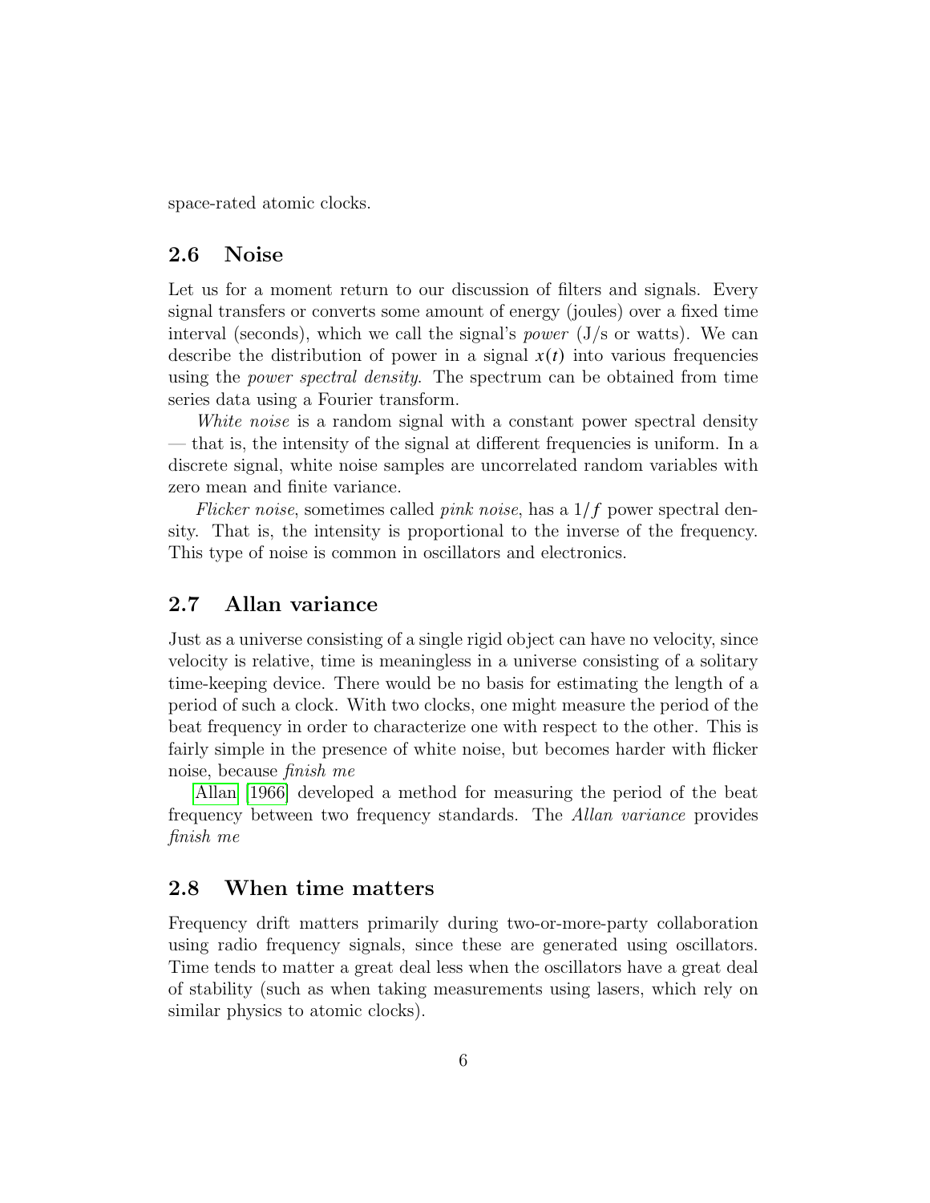space-rated atomic clocks.

## 2.6 Noise

Let us for a moment return to our discussion of filters and signals. Every signal transfers or converts some amount of energy (joules) over a fixed time interval (seconds), which we call the signal's *power* (J/s or watts). We can describe the distribution of power in a signal $x(t)$ into various frequencies using the *power spectral density*. The spectrum can be obtained from time series data using a Fourier transform.

*White noise* is a random signal with a constant power spectral density — that is, the intensity of the signal at different frequencies is uniform. In a discrete signal, white noise samples are uncorrelated random variables with zero mean and finite variance.

*Flicker noise*, sometimes called *pink noise*, has a $1/f$ power spectral density. That is, the intensity is proportional to the inverse of the frequency. This type of noise is common in oscillators and electronics.

## 2.7 Allan variance

Just as a universe consisting of a single rigid object can have no velocity, since velocity is relative, time is meaningless in a universe consisting of a solitary time-keeping device. There would be no basis for estimating the length of a period of such a clock. With two clocks, one might measure the period of the beat frequency in order to characterize one with respect to the other. This is fairly simple in the presence of white noise, but becomes harder with flicker noise, because *finish me*

Allan [1966] developed a method for measuring the period of the beat frequency between two frequency standards. The *Allan variance* provides *finish me*

## 2.8 When time matters

Frequency drift matters primarily during two-or-more-party collaboration using radio frequency signals, since these are generated using oscillators. Time tends to matter a great deal less when the oscillators have a great deal of stability (such as when taking measurements using lasers, which rely on similar physics to atomic clocks).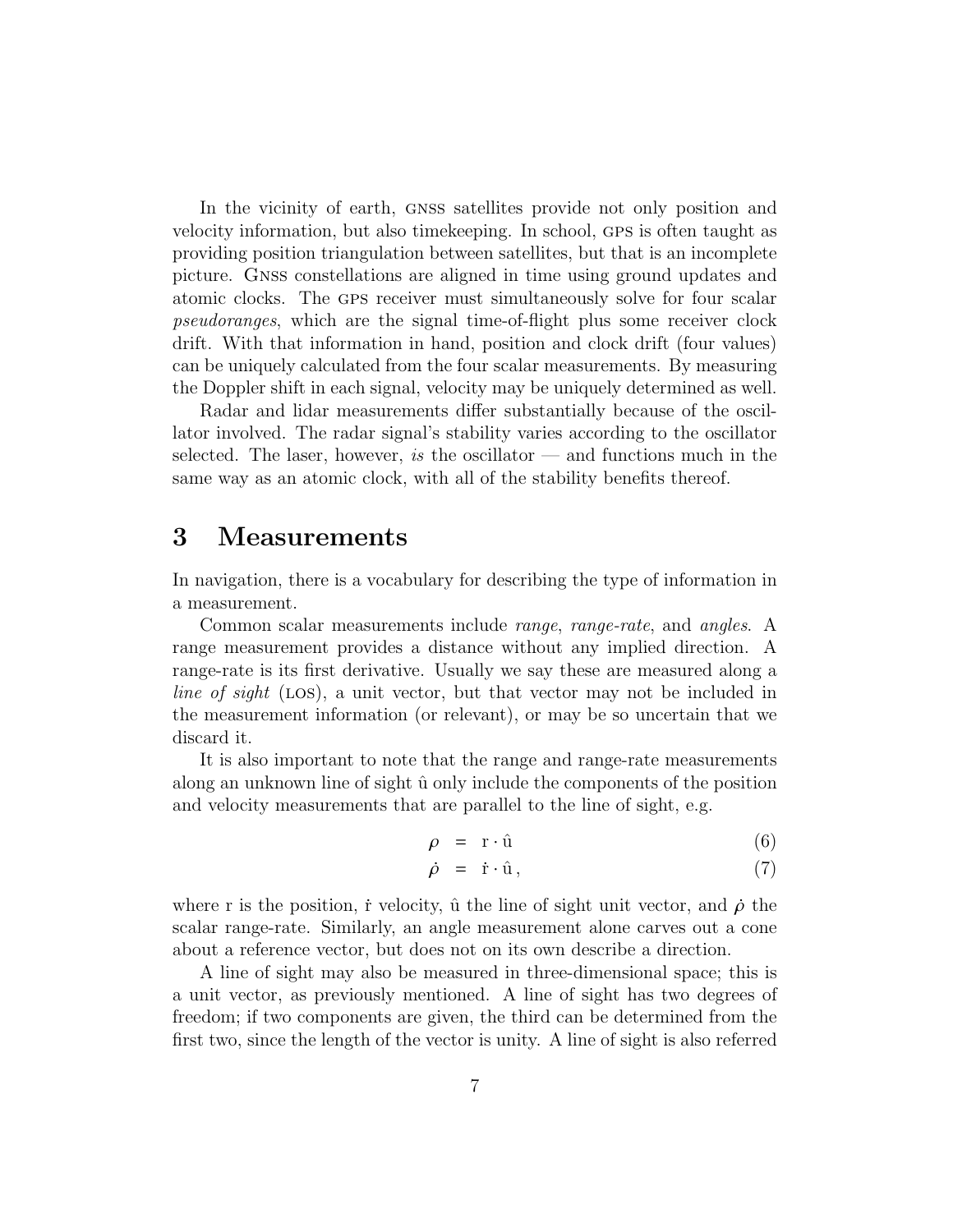In the vicinity of earth, GNSS satellites provide not only position and velocity information, but also timekeeping. In school, GPS is often taught as providing position triangulation between satellites, but that is an incomplete picture. GNSS constellations are aligned in time using ground updates and atomic clocks. The GPS receiver must simultaneously solve for four scalar *pseudoranges*, which are the signal time-of-flight plus some receiver clock drift. With that information in hand, position and clock drift (four values) can be uniquely calculated from the four scalar measurements. By measuring the Doppler shift in each signal, velocity may be uniquely determined as well.

Radar and lidar measurements differ substantially because of the oscillator involved. The radar signal's stability varies according to the oscillator selected. The laser, however, *is* the oscillator — and functions much in the same way as an atomic clock, with all of the stability benefits thereof.

# 3 Measurements

In navigation, there is a vocabulary for describing the type of information in a measurement.

Common scalar measurements include *range*, *range-rate*, and *angles*. A range measurement provides a distance without any implied direction. A range-rate is its first derivative. Usually we say these are measured along a *line of sight* (LOS), a unit vector, but that vector may not be included in the measurement information (or relevant), or may be so uncertain that we discard it.

It is also important to note that the range and range-rate measurements along an unknown line of sight $\hat{\mathrm{u}}$ only include the components of the position and velocity measurements that are parallel to the line of sight, e.g.

$$
\begin{aligned}
\boldsymbol{\rho} &= \mathrm{r} \cdot \hat{\mathrm{u}} && (6) \\
\dot{\boldsymbol{\rho}} &= \dot{\mathrm{r}} \cdot \hat{\mathrm{u}}\,, && (7)
\end{aligned}
$$

where $\mathrm{r}$ is the position, $\dot{\mathrm{r}}$ velocity, $\hat{\mathrm{u}}$ the line of sight unit vector, and $\dot{\boldsymbol{\rho}}$ the scalar range-rate. Similarly, an angle measurement alone carves out a cone about a reference vector, but does not on its own describe a direction.

A line of sight may also be measured in three-dimensional space; this is a unit vector, as previously mentioned. A line of sight has two degrees of freedom; if two components are given, the third can be determined from the first two, since the length of the vector is unity. A line of sight is also referred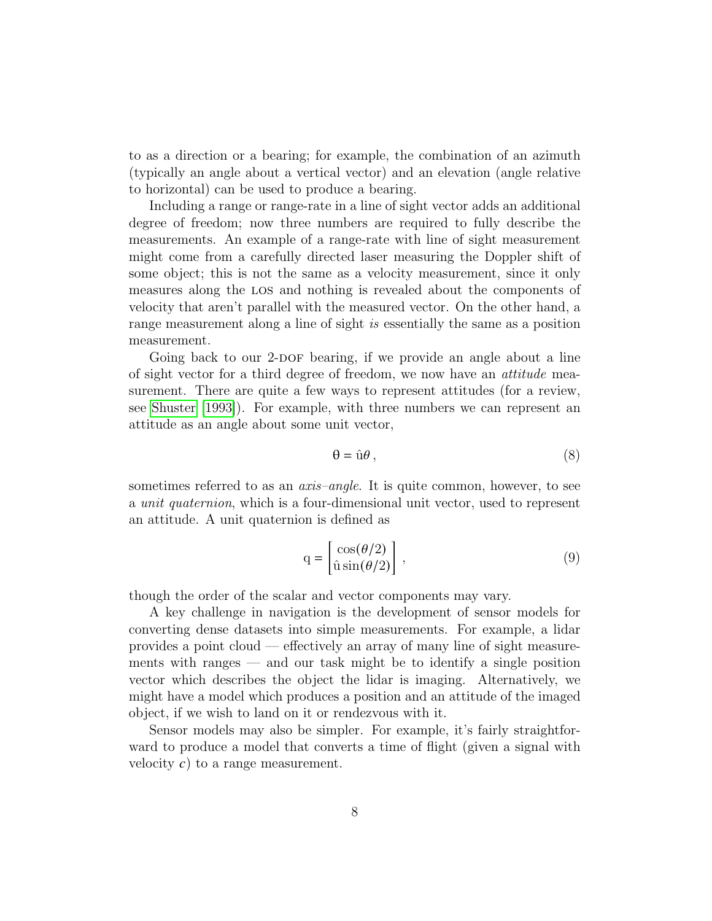to as a direction or a bearing; for example, the combination of an azimuth (typically an angle about a vertical vector) and an elevation (angle relative to horizontal) can be used to produce a bearing.

Including a range or range-rate in a line of sight vector adds an additional degree of freedom; now three numbers are required to fully describe the measurements. An example of a range-rate with line of sight measurement might come from a carefully directed laser measuring the Doppler shift of some object; this is not the same as a velocity measurement, since it only measures along the LOS and nothing is revealed about the components of velocity that aren't parallel with the measured vector. On the other hand, a range measurement along a line of sight *is* essentially the same as a position measurement.

Going back to our 2-DOF bearing, if we provide an angle about a line of sight vector for a third degree of freedom, we now have an *attitude* measurement. There are quite a few ways to represent attitudes (for a review, see Shuster [1993]). For example, with three numbers we can represent an attitude as an angle about some unit vector,

$$\mathrm{\theta} = \hat{\mathrm{u}}\theta \,, \tag{8}$$

sometimes referred to as an *axis–angle*. It is quite common, however, to see a *unit quaternion*, which is a four-dimensional unit vector, used to represent an attitude. A unit quaternion is defined as

$$\mathrm{q} = \begin{bmatrix} \cos(\theta/2) \\ \hat{\mathrm{u}}\sin(\theta/2) \end{bmatrix} \,, \tag{9}$$

though the order of the scalar and vector components may vary.

A key challenge in navigation is the development of sensor models for converting dense datasets into simple measurements. For example, a lidar provides a point cloud — effectively an array of many line of sight measurements with ranges — and our task might be to identify a single position vector which describes the object the lidar is imaging. Alternatively, we might have a model which produces a position and an attitude of the imaged object, if we wish to land on it or rendezvous with it.

Sensor models may also be simpler. For example, it's fairly straightforward to produce a model that converts a time of flight (given a signal with velocity $c$) to a range measurement.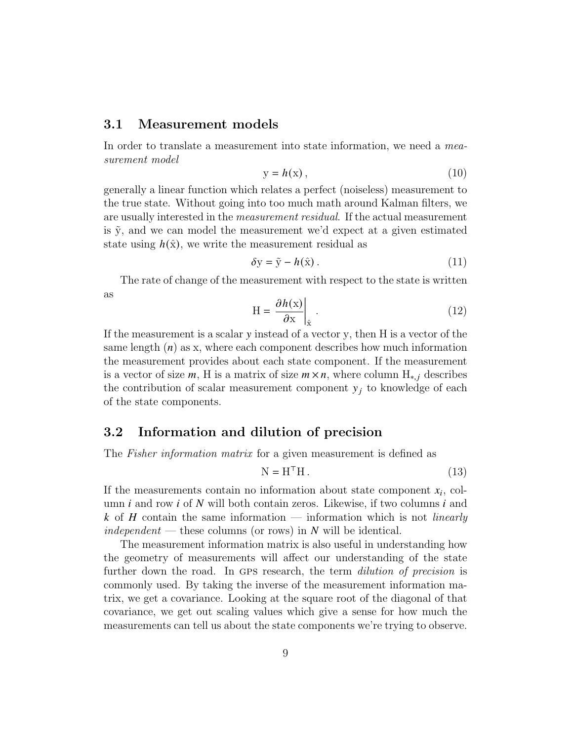## 3.1 Measurement models

In order to translate a measurement into state information, we need a *measurement model*

$$\mathrm{y} = h(\mathrm{x})\,, \tag{10}$$

generally a linear function which relates a perfect (noiseless) measurement to the true state. Without going into too much math around Kalman filters, we are usually interested in the *measurement residual*. If the actual measurement is $\tilde{\mathrm{y}}$, and we can model the measurement we'd expect at a given estimated state using $h(\hat{\mathrm{x}})$, we write the measurement residual as

$$\delta\mathrm{y} = \tilde{\mathrm{y}} - h(\hat{\mathrm{x}})\,. \tag{11}$$

The rate of change of the measurement with respect to the state is written as

$$\mathrm{H} = \left.\frac{\partial h(\mathrm{x})}{\partial \mathrm{x}}\right|_{\hat{\mathrm{x}}}\,. \tag{12}$$

If the measurement is a scalar $y$ instead of a vector y, then H is a vector of the same length ($n$) as x, where each component describes how much information the measurement provides about each state component. If the measurement is a vector of size $m$, H is a matrix of size $m \times n$, where column $\mathrm{H}_{*,j}$ describes the contribution of scalar measurement component $y_j$ to knowledge of each of the state components.

## 3.2 Information and dilution of precision

The *Fisher information matrix* for a given measurement is defined as

$$\mathrm{N} = \mathrm{H}^\top \mathrm{H}\,. \tag{13}$$

If the measurements contain no information about state component $x_i$, column $i$ and row $i$ of $N$ will both contain zeros. Likewise, if two columns $i$ and $k$ of $H$ contain the same information — information which is not *linearly independent* — these columns (or rows) in $N$ will be identical.

The measurement information matrix is also useful in understanding how the geometry of measurements will affect our understanding of the state further down the road. In GPS research, the term *dilution of precision* is commonly used. By taking the inverse of the measurement information matrix, we get a covariance. Looking at the square root of the diagonal of that covariance, we get out scaling values which give a sense for how much the measurements can tell us about the state components we're trying to observe.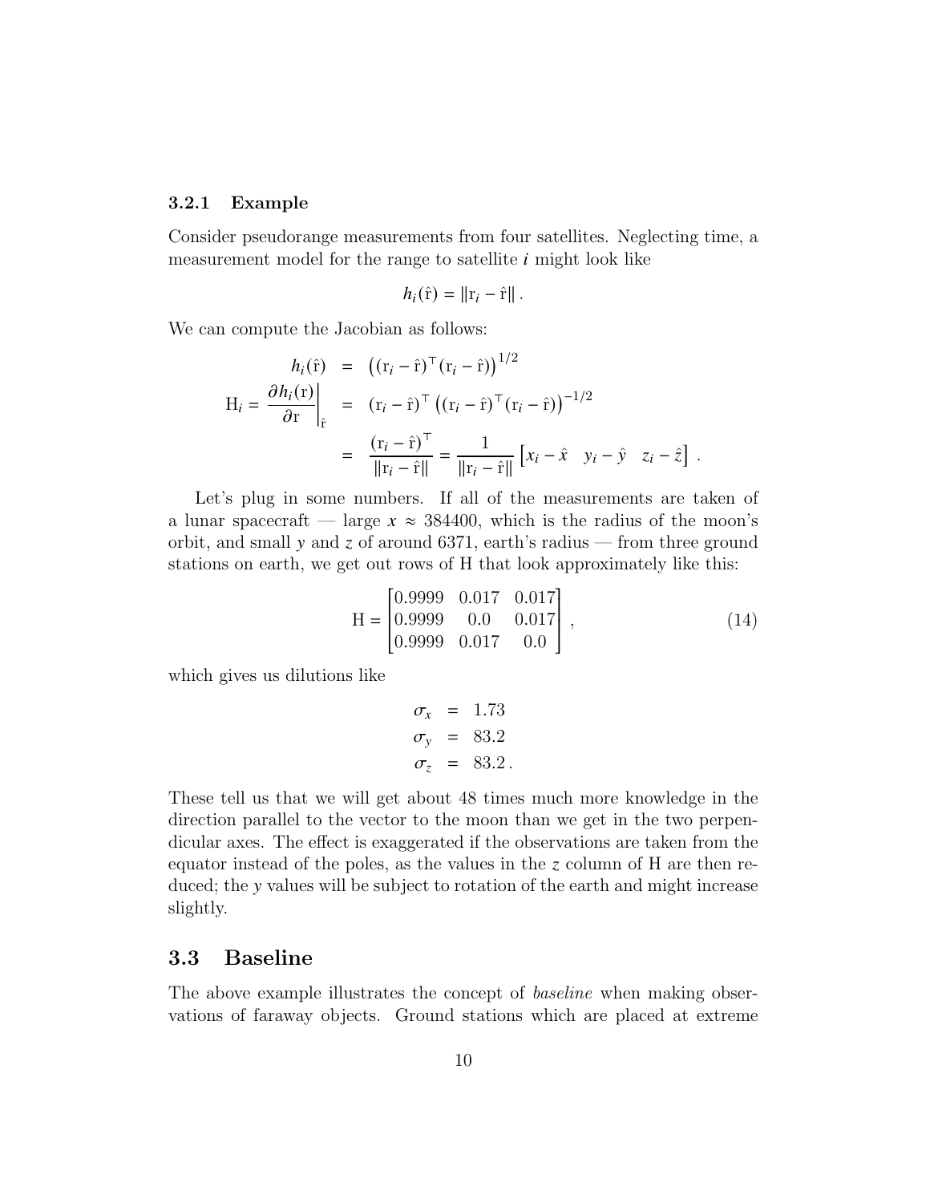### 3.2.1 Example

Consider pseudorange measurements from four satellites. Neglecting time, a measurement model for the range to satellite $i$ might look like

$$h_i(\hat{\mathrm{r}}) = \|\mathrm{r}_i - \hat{\mathrm{r}}\| \,.$$

We can compute the Jacobian as follows:

$$\begin{aligned}
h_i(\hat{\mathrm{r}}) &= \left((\mathrm{r}_i - \hat{\mathrm{r}})^\top (\mathrm{r}_i - \hat{\mathrm{r}})\right)^{1/2} \\
\mathrm{H}_i = \left.\frac{\partial h_i(\mathrm{r})}{\partial \mathrm{r}}\right|_{\hat{\mathrm{r}}} &= (\mathrm{r}_i - \hat{\mathrm{r}})^\top \left((\mathrm{r}_i - \hat{\mathrm{r}})^\top (\mathrm{r}_i - \hat{\mathrm{r}})\right)^{-1/2} \\
&= \frac{(\mathrm{r}_i - \hat{\mathrm{r}})^\top}{\|\mathrm{r}_i - \hat{\mathrm{r}}\|} = \frac{1}{\|\mathrm{r}_i - \hat{\mathrm{r}}\|} \begin{bmatrix} x_i - \hat{x} & y_i - \hat{y} & z_i - \hat{z} \end{bmatrix} \,.
\end{aligned}$$

Let's plug in some numbers. If all of the measurements are taken of a lunar spacecraft — large $x \approx 384400$, which is the radius of the moon's orbit, and small $y$ and $z$ of around 6371, earth's radius — from three ground stations on earth, we get out rows of H that look approximately like this:

$$\mathrm{H} = \begin{bmatrix} 0.9999 & 0.017 & 0.017 \\ 0.9999 & 0.0 & 0.017 \\ 0.9999 & 0.017 & 0.0 \end{bmatrix} \,, \tag{14}$$

which gives us dilutions like

$$\begin{aligned}
\sigma_x &= 1.73 \\
\sigma_y &= 83.2 \\
\sigma_z &= 83.2 \,.
\end{aligned}$$

These tell us that we will get about 48 times much more knowledge in the direction parallel to the vector to the moon than we get in the two perpendicular axes. The effect is exaggerated if the observations are taken from the equator instead of the poles, as the values in the $z$ column of H are then reduced; the $y$ values will be subject to rotation of the earth and might increase slightly.

## 3.3 Baseline

The above example illustrates the concept of *baseline* when making observations of faraway objects. Ground stations which are placed at extreme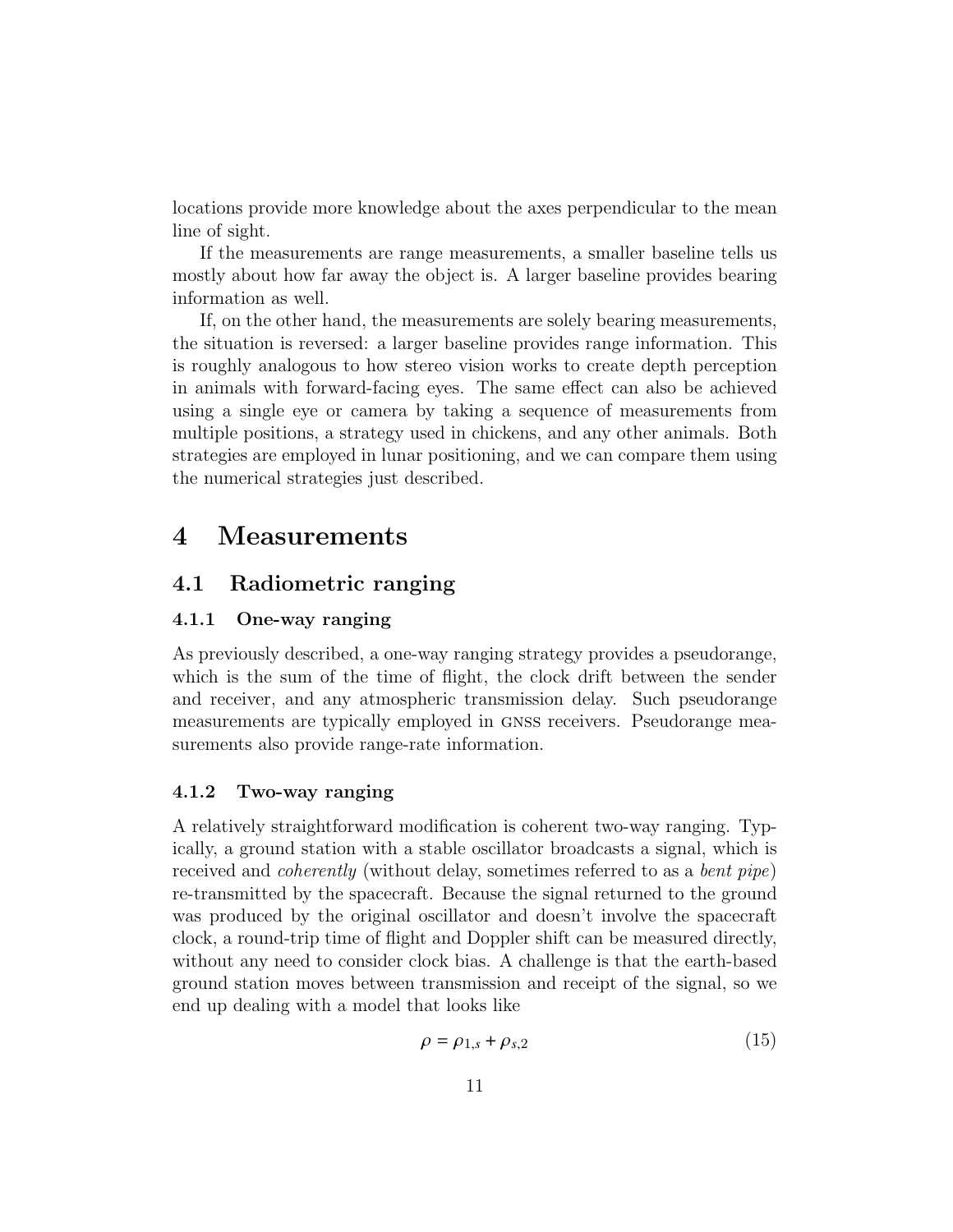locations provide more knowledge about the axes perpendicular to the mean line of sight.

If the measurements are range measurements, a smaller baseline tells us mostly about how far away the object is. A larger baseline provides bearing information as well.

If, on the other hand, the measurements are solely bearing measurements, the situation is reversed: a larger baseline provides range information. This is roughly analogous to how stereo vision works to create depth perception in animals with forward-facing eyes. The same effect can also be achieved using a single eye or camera by taking a sequence of measurements from multiple positions, a strategy used in chickens, and any other animals. Both strategies are employed in lunar positioning, and we can compare them using the numerical strategies just described.

# 4 Measurements

## 4.1 Radiometric ranging

### 4.1.1 One-way ranging

As previously described, a one-way ranging strategy provides a pseudorange, which is the sum of the time of flight, the clock drift between the sender and receiver, and any atmospheric transmission delay. Such pseudorange measurements are typically employed in GNSS receivers. Pseudorange measurements also provide range-rate information.

### 4.1.2 Two-way ranging

A relatively straightforward modification is coherent two-way ranging. Typically, a ground station with a stable oscillator broadcasts a signal, which is received and *coherently* (without delay, sometimes referred to as a *bent pipe*) re-transmitted by the spacecraft. Because the signal returned to the ground was produced by the original oscillator and doesn't involve the spacecraft clock, a round-trip time of flight and Doppler shift can be measured directly, without any need to consider clock bias. A challenge is that the earth-based ground station moves between transmission and receipt of the signal, so we end up dealing with a model that looks like

$$\rho = \rho_{1,s} + \rho_{s,2} \tag{15}$$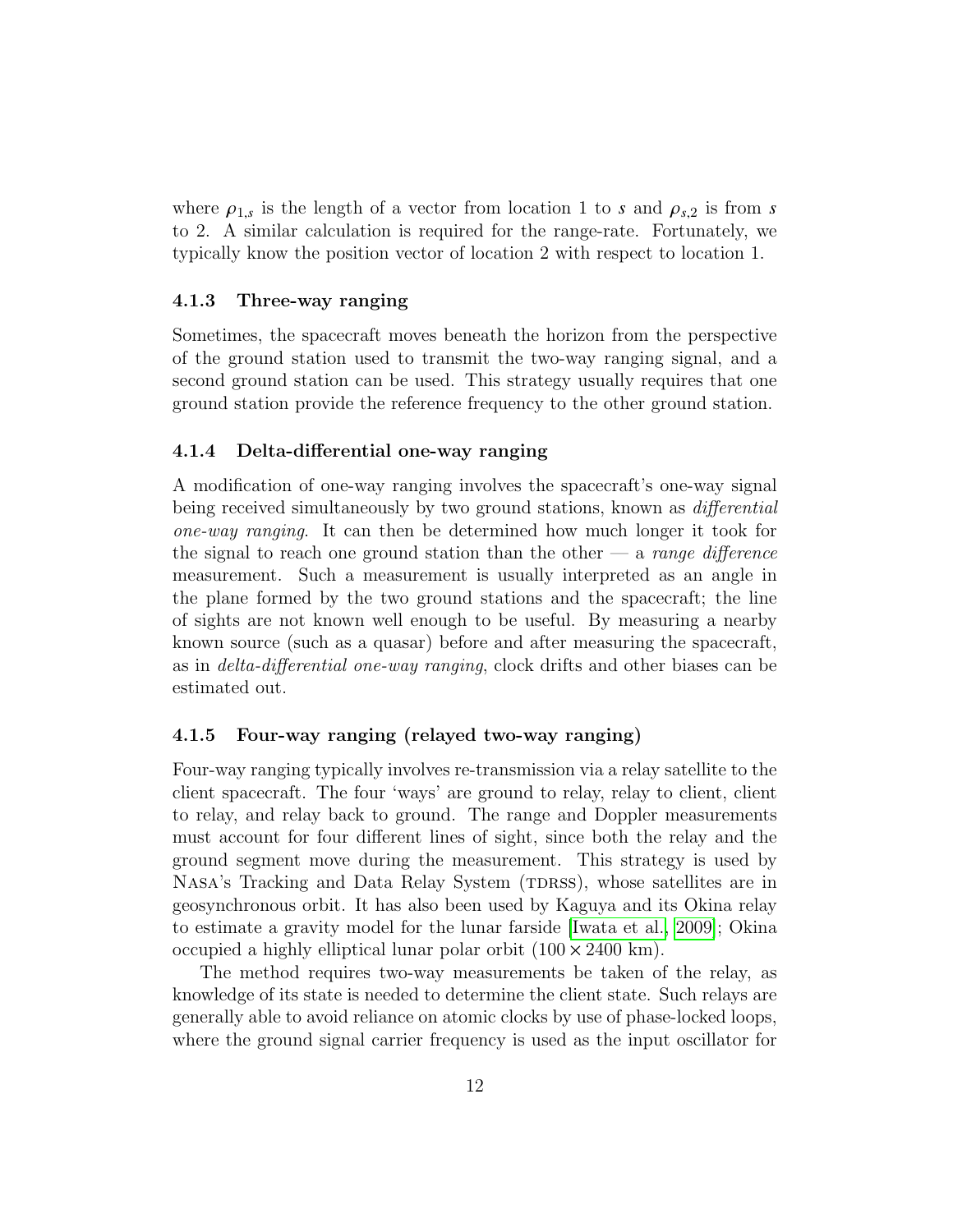where $\rho_{1,s}$ is the length of a vector from location 1 to $s$ and $\rho_{s,2}$ is from $s$ to 2. A similar calculation is required for the range-rate. Fortunately, we typically know the position vector of location 2 with respect to location 1.

### 4.1.3 Three-way ranging

Sometimes, the spacecraft moves beneath the horizon from the perspective of the ground station used to transmit the two-way ranging signal, and a second ground station can be used. This strategy usually requires that one ground station provide the reference frequency to the other ground station.

### 4.1.4 Delta-differential one-way ranging

A modification of one-way ranging involves the spacecraft's one-way signal being received simultaneously by two ground stations, known as *differential one-way ranging*. It can then be determined how much longer it took for the signal to reach one ground station than the other — a *range difference* measurement. Such a measurement is usually interpreted as an angle in the plane formed by the two ground stations and the spacecraft; the line of sights are not known well enough to be useful. By measuring a nearby known source (such as a quasar) before and after measuring the spacecraft, as in *delta-differential one-way ranging*, clock drifts and other biases can be estimated out.

### 4.1.5 Four-way ranging (relayed two-way ranging)

Four-way ranging typically involves re-transmission via a relay satellite to the client spacecraft. The four 'ways' are ground to relay, relay to client, client to relay, and relay back to ground. The range and Doppler measurements must account for four different lines of sight, since both the relay and the ground segment move during the measurement. This strategy is used by NASA's Tracking and Data Relay System (TDRSS), whose satellites are in geosynchronous orbit. It has also been used by Kaguya and its Okina relay to estimate a gravity model for the lunar farside [Iwata et al., 2009]; Okina occupied a highly elliptical lunar polar orbit ($100 \times 2400$ km).

The method requires two-way measurements be taken of the relay, as knowledge of its state is needed to determine the client state. Such relays are generally able to avoid reliance on atomic clocks by use of phase-locked loops, where the ground signal carrier frequency is used as the input oscillator for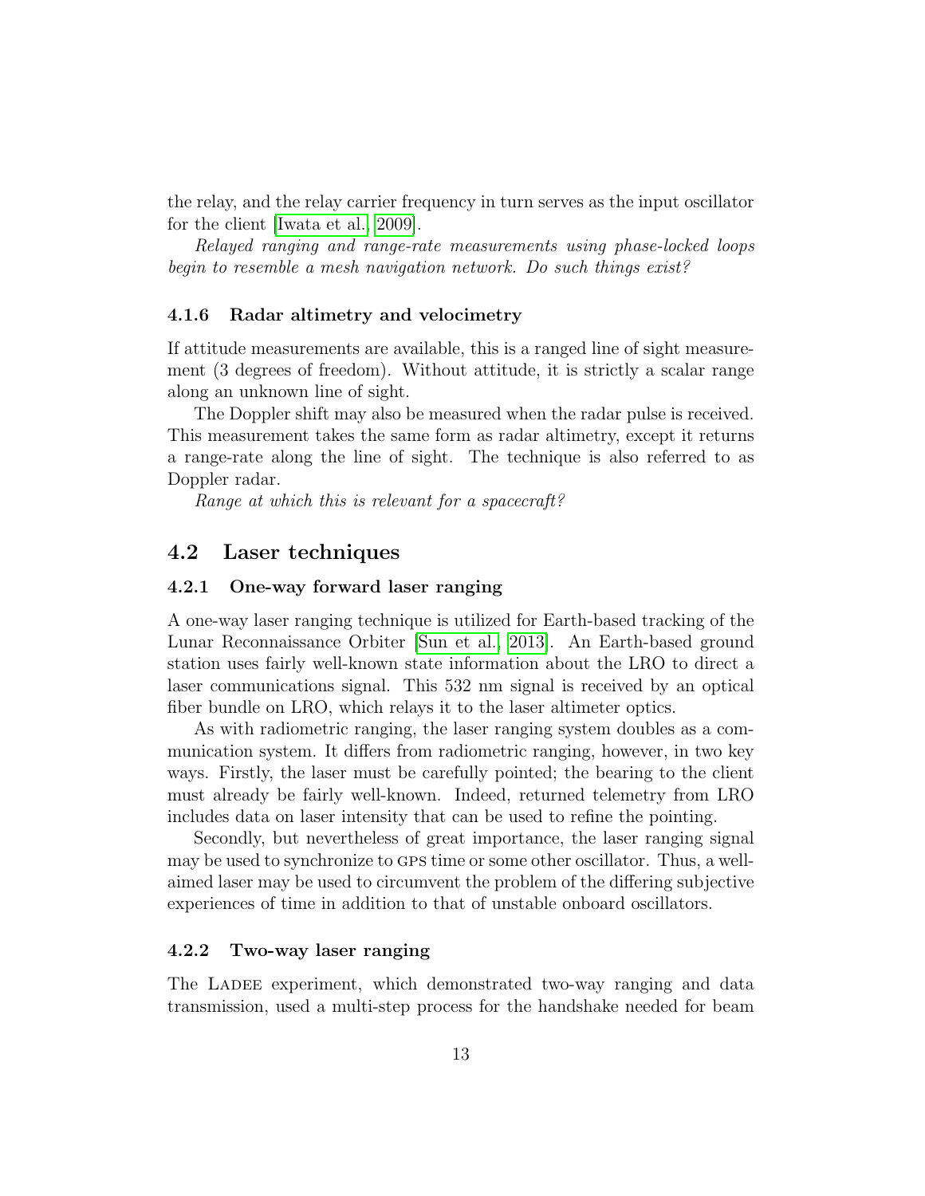the relay, and the relay carrier frequency in turn serves as the input oscillator for the client [Iwata et al., 2009].

*Relayed ranging and range-rate measurements using phase-locked loops begin to resemble a mesh navigation network. Do such things exist?*

### 4.1.6 Radar altimetry and velocimetry

If attitude measurements are available, this is a ranged line of sight measurement (3 degrees of freedom). Without attitude, it is strictly a scalar range along an unknown line of sight.

The Doppler shift may also be measured when the radar pulse is received. This measurement takes the same form as radar altimetry, except it returns a range-rate along the line of sight. The technique is also referred to as Doppler radar.

*Range at which this is relevant for a spacecraft?*

## 4.2 Laser techniques

### 4.2.1 One-way forward laser ranging

A one-way laser ranging technique is utilized for Earth-based tracking of the Lunar Reconnaissance Orbiter [Sun et al., 2013]. An Earth-based ground station uses fairly well-known state information about the LRO to direct a laser communications signal. This 532 nm signal is received by an optical fiber bundle on LRO, which relays it to the laser altimeter optics.

As with radiometric ranging, the laser ranging system doubles as a communication system. It differs from radiometric ranging, however, in two key ways. Firstly, the laser must be carefully pointed; the bearing to the client must already be fairly well-known. Indeed, returned telemetry from LRO includes data on laser intensity that can be used to refine the pointing.

Secondly, but nevertheless of great importance, the laser ranging signal may be used to synchronize to GPS time or some other oscillator. Thus, a well-aimed laser may be used to circumvent the problem of the differing subjective experiences of time in addition to that of unstable onboard oscillators.

### 4.2.2 Two-way laser ranging

The LADEE experiment, which demonstrated two-way ranging and data transmission, used a multi-step process for the handshake needed for beam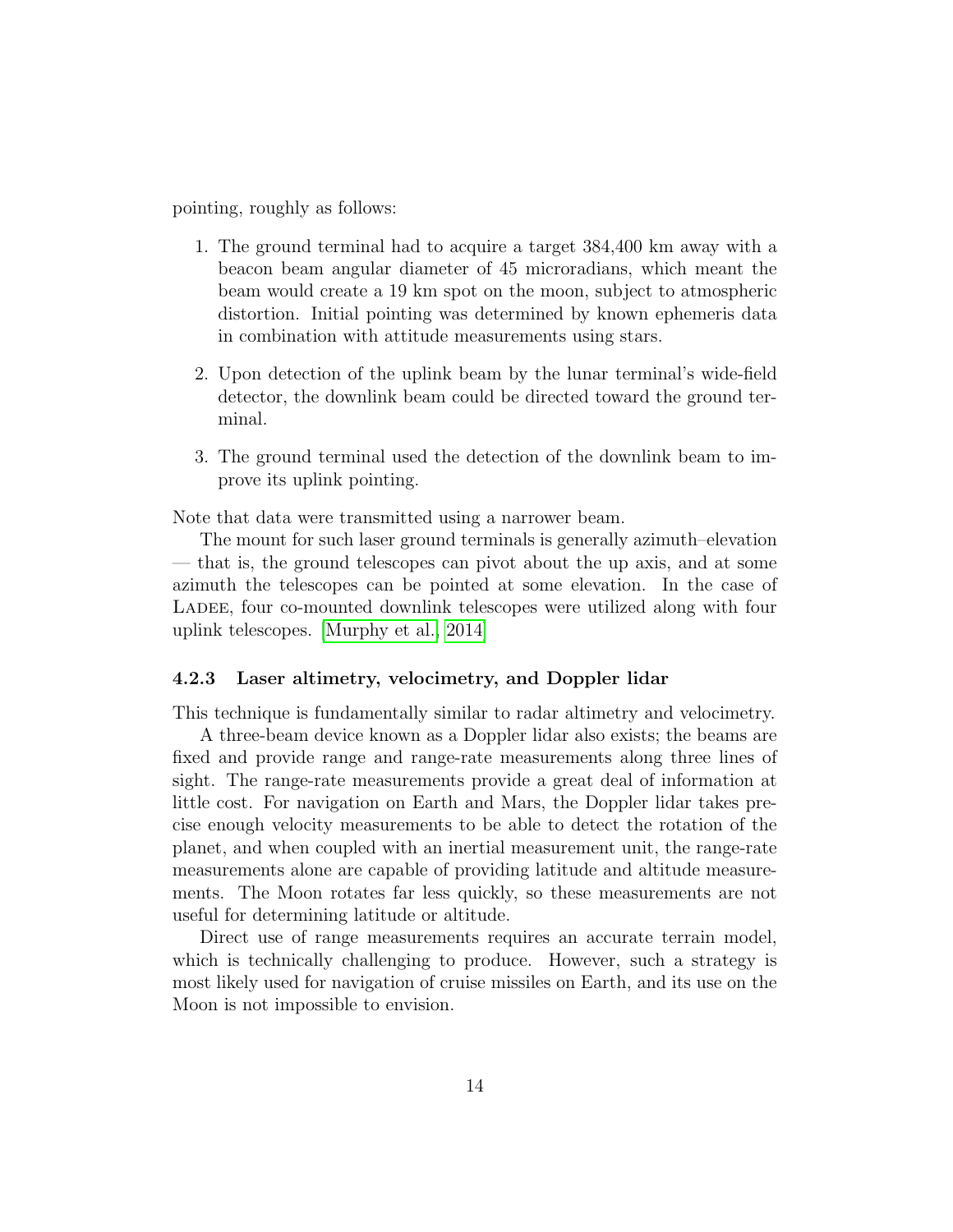pointing, roughly as follows:

1. The ground terminal had to acquire a target 384,400 km away with a beacon beam angular diameter of 45 microradians, which meant the beam would create a 19 km spot on the moon, subject to atmospheric distortion. Initial pointing was determined by known ephemeris data in combination with attitude measurements using stars.

2. Upon detection of the uplink beam by the lunar terminal's wide-field detector, the downlink beam could be directed toward the ground terminal.

3. The ground terminal used the detection of the downlink beam to improve its uplink pointing.

Note that data were transmitted using a narrower beam.

The mount for such laser ground terminals is generally azimuth–elevation — that is, the ground telescopes can pivot about the up axis, and at some azimuth the telescopes can be pointed at some elevation. In the case of LADEE, four co-mounted downlink telescopes were utilized along with four uplink telescopes. [Murphy et al., 2014]

### 4.2.3 Laser altimetry, velocimetry, and Doppler lidar

This technique is fundamentally similar to radar altimetry and velocimetry.

A three-beam device known as a Doppler lidar also exists; the beams are fixed and provide range and range-rate measurements along three lines of sight. The range-rate measurements provide a great deal of information at little cost. For navigation on Earth and Mars, the Doppler lidar takes precise enough velocity measurements to be able to detect the rotation of the planet, and when coupled with an inertial measurement unit, the range-rate measurements alone are capable of providing latitude and altitude measurements. The Moon rotates far less quickly, so these measurements are not useful for determining latitude or altitude.

Direct use of range measurements requires an accurate terrain model, which is technically challenging to produce. However, such a strategy is most likely used for navigation of cruise missiles on Earth, and its use on the Moon is not impossible to envision.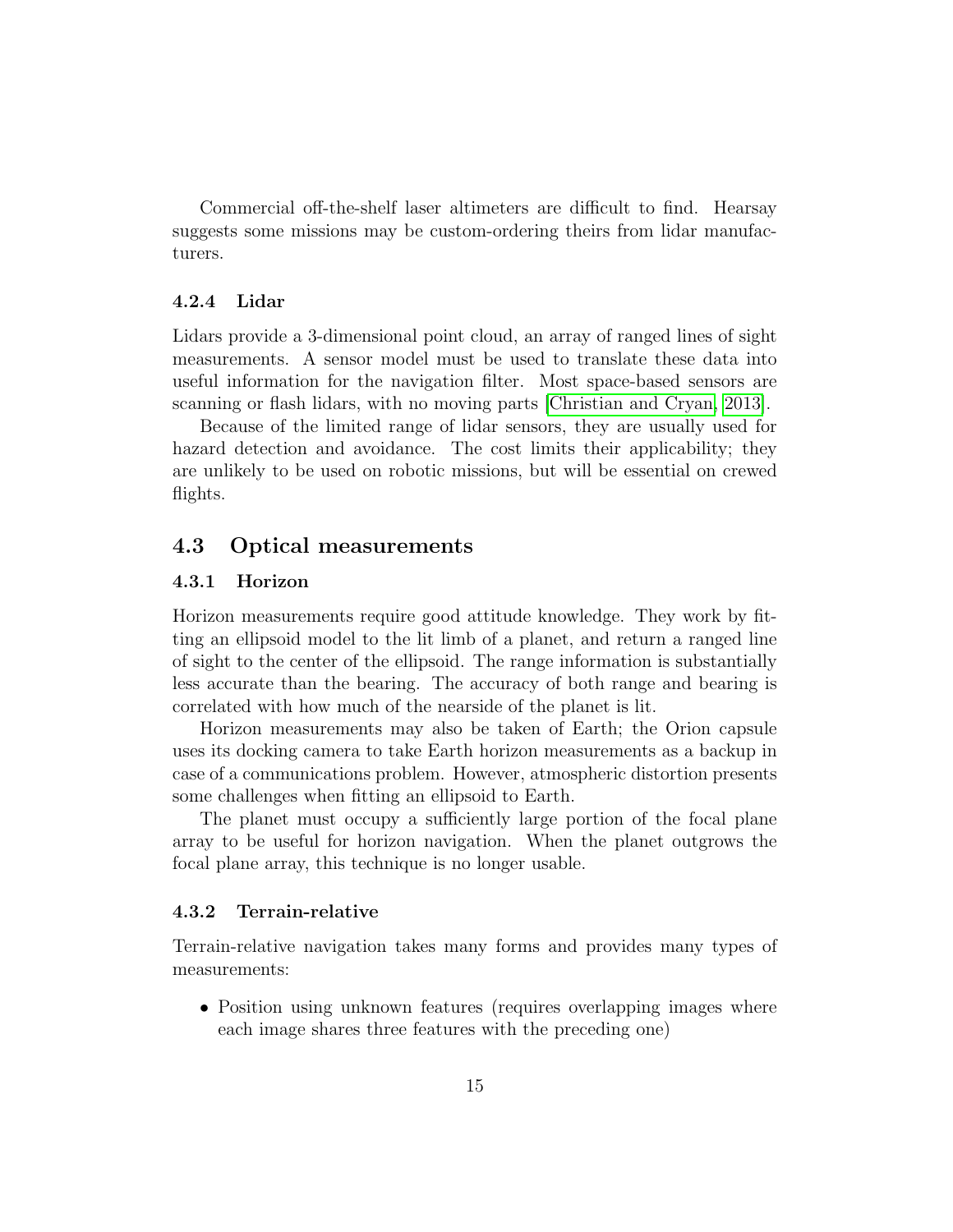Commercial off-the-shelf laser altimeters are difficult to find. Hearsay suggests some missions may be custom-ordering theirs from lidar manufacturers.

### 4.2.4 Lidar

Lidars provide a 3-dimensional point cloud, an array of ranged lines of sight measurements. A sensor model must be used to translate these data into useful information for the navigation filter. Most space-based sensors are scanning or flash lidars, with no moving parts [Christian and Cryan, 2013].

Because of the limited range of lidar sensors, they are usually used for hazard detection and avoidance. The cost limits their applicability; they are unlikely to be used on robotic missions, but will be essential on crewed flights.

## 4.3 Optical measurements

### 4.3.1 Horizon

Horizon measurements require good attitude knowledge. They work by fitting an ellipsoid model to the lit limb of a planet, and return a ranged line of sight to the center of the ellipsoid. The range information is substantially less accurate than the bearing. The accuracy of both range and bearing is correlated with how much of the nearside of the planet is lit.

Horizon measurements may also be taken of Earth; the Orion capsule uses its docking camera to take Earth horizon measurements as a backup in case of a communications problem. However, atmospheric distortion presents some challenges when fitting an ellipsoid to Earth.

The planet must occupy a sufficiently large portion of the focal plane array to be useful for horizon navigation. When the planet outgrows the focal plane array, this technique is no longer usable.

### 4.3.2 Terrain-relative

Terrain-relative navigation takes many forms and provides many types of measurements:

- Position using unknown features (requires overlapping images where each image shares three features with the preceding one)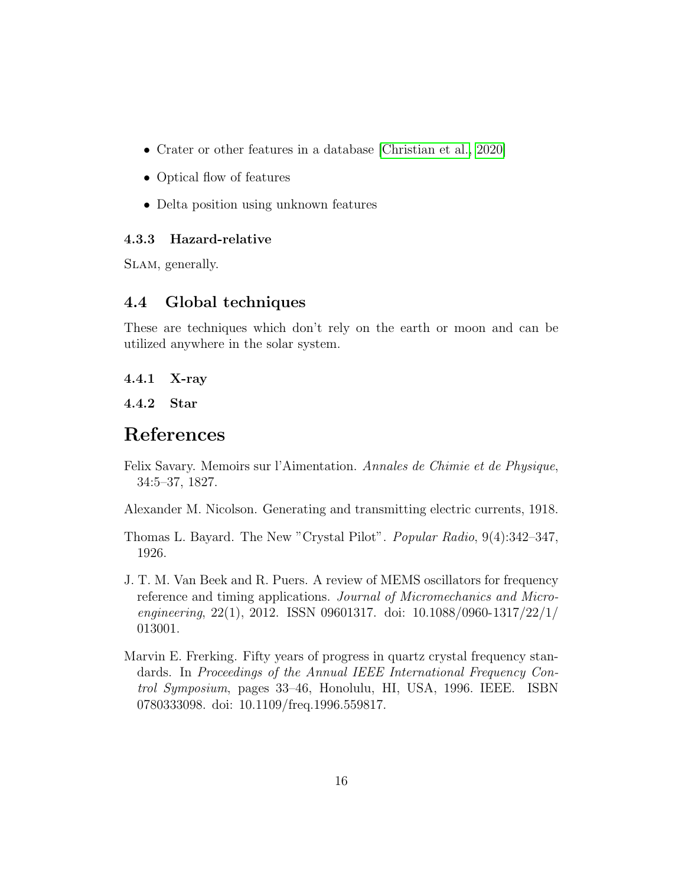- Crater or other features in a database [Christian et al., 2020]
- Optical flow of features
- Delta position using unknown features

#### 4.3.3 Hazard-relative

SLAM, generally.

### 4.4 Global techniques

These are techniques which don't rely on the earth or moon and can be utilized anywhere in the solar system.

#### 4.4.1 X-ray

#### 4.4.2 Star

## References

Felix Savary. Memoirs sur l'Aimentation. *Annales de Chimie et de Physique*, 34:5–37, 1827.

Alexander M. Nicolson. Generating and transmitting electric currents, 1918.

Thomas L. Bayard. The New "Crystal Pilot". *Popular Radio*, 9(4):342–347, 1926.

J. T. M. Van Beek and R. Puers. A review of MEMS oscillators for frequency reference and timing applications. *Journal of Micromechanics and Microengineering*, 22(1), 2012. ISSN 09601317. doi: 10.1088/0960-1317/22/1/013001.

Marvin E. Frerking. Fifty years of progress in quartz crystal frequency standards. In *Proceedings of the Annual IEEE International Frequency Control Symposium*, pages 33–46, Honolulu, HI, USA, 1996. IEEE. ISBN 0780333098. doi: 10.1109/freq.1996.559817.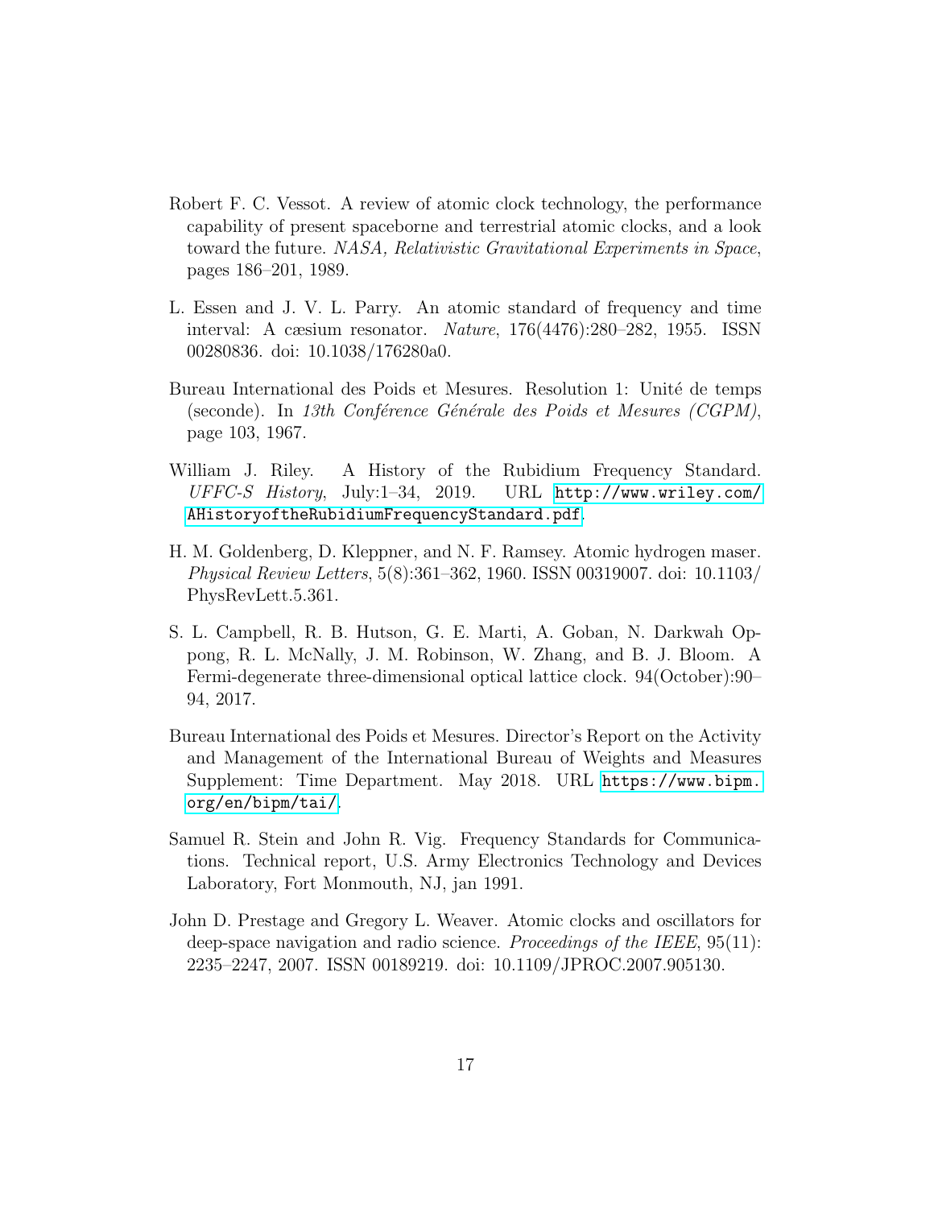Robert F. C. Vessot. A review of atomic clock technology, the performance capability of present spaceborne and terrestrial atomic clocks, and a look toward the future. *NASA, Relativistic Gravitational Experiments in Space*, pages 186–201, 1989.

L. Essen and J. V. L. Parry. An atomic standard of frequency and time interval: A cæsium resonator. *Nature*, 176(4476):280–282, 1955. ISSN 00280836. doi: 10.1038/176280a0.

Bureau International des Poids et Mesures. Resolution 1: Unité de temps (seconde). In *13th Conférence Générale des Poids et Mesures (CGPM)*, page 103, 1967.

William J. Riley. A History of the Rubidium Frequency Standard. *UFFC-S History*, July:1–34, 2019. URL http://www.wriley.com/AHistoryoftheRubidiumFrequencyStandard.pdf.

H. M. Goldenberg, D. Kleppner, and N. F. Ramsey. Atomic hydrogen maser. *Physical Review Letters*, 5(8):361–362, 1960. ISSN 00319007. doi: 10.1103/PhysRevLett.5.361.

S. L. Campbell, R. B. Hutson, G. E. Marti, A. Goban, N. Darkwah Oppong, R. L. McNally, J. M. Robinson, W. Zhang, and B. J. Bloom. A Fermi-degenerate three-dimensional optical lattice clock. 94(October):90–94, 2017.

Bureau International des Poids et Mesures. Director's Report on the Activity and Management of the International Bureau of Weights and Measures Supplement: Time Department. May 2018. URL https://www.bipm.org/en/bipm/tai/.

Samuel R. Stein and John R. Vig. Frequency Standards for Communications. Technical report, U.S. Army Electronics Technology and Devices Laboratory, Fort Monmouth, NJ, jan 1991.

John D. Prestage and Gregory L. Weaver. Atomic clocks and oscillators for deep-space navigation and radio science. *Proceedings of the IEEE*, 95(11):2235–2247, 2007. ISSN 00189219. doi: 10.1109/JPROC.2007.905130.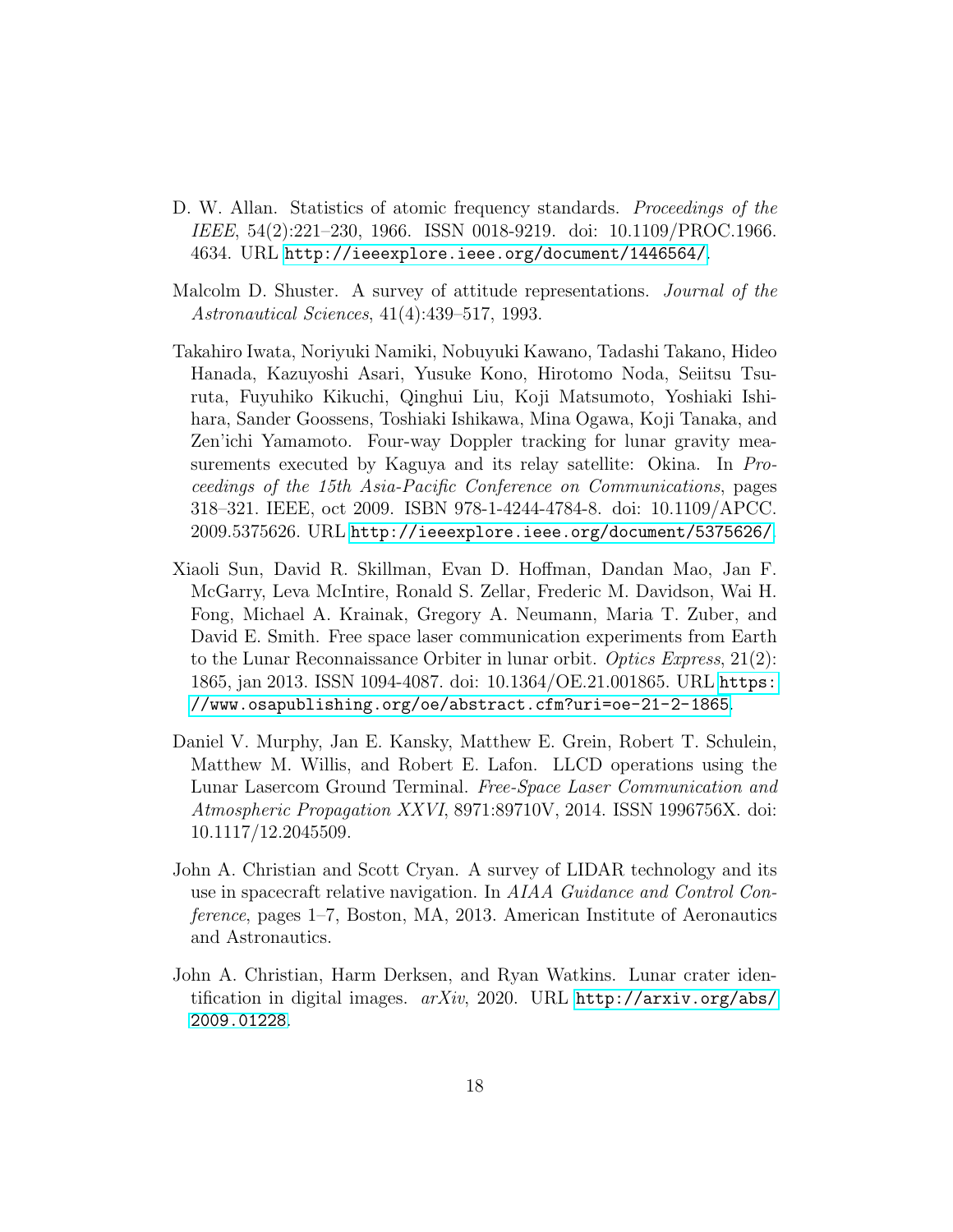D. W. Allan. Statistics of atomic frequency standards. *Proceedings of the IEEE*, 54(2):221–230, 1966. ISSN 0018-9219. doi: 10.1109/PROC.1966.4634. URL http://ieeexplore.ieee.org/document/1446564/.

Malcolm D. Shuster. A survey of attitude representations. *Journal of the Astronautical Sciences*, 41(4):439–517, 1993.

Takahiro Iwata, Noriyuki Namiki, Nobuyuki Kawano, Tadashi Takano, Hideo Hanada, Kazuyoshi Asari, Yusuke Kono, Hirotomo Noda, Seiitsu Tsuruta, Fuyuhiko Kikuchi, Qinghui Liu, Koji Matsumoto, Yoshiaki Ishihara, Sander Goossens, Toshiaki Ishikawa, Mina Ogawa, Koji Tanaka, and Zen'ichi Yamamoto. Four-way Doppler tracking for lunar gravity measurements executed by Kaguya and its relay satellite: Okina. In *Proceedings of the 15th Asia-Pacific Conference on Communications*, pages 318–321. IEEE, oct 2009. ISBN 978-1-4244-4784-8. doi: 10.1109/APCC.2009.5375626. URL http://ieeexplore.ieee.org/document/5375626/.

Xiaoli Sun, David R. Skillman, Evan D. Hoffman, Dandan Mao, Jan F. McGarry, Leva McIntire, Ronald S. Zellar, Frederic M. Davidson, Wai H. Fong, Michael A. Krainak, Gregory A. Neumann, Maria T. Zuber, and David E. Smith. Free space laser communication experiments from Earth to the Lunar Reconnaissance Orbiter in lunar orbit. *Optics Express*, 21(2):1865, jan 2013. ISSN 1094-4087. doi: 10.1364/OE.21.001865. URL https://www.osapublishing.org/oe/abstract.cfm?uri=oe-21-2-1865.

Daniel V. Murphy, Jan E. Kansky, Matthew E. Grein, Robert T. Schulein, Matthew M. Willis, and Robert E. Lafon. LLCD operations using the Lunar Lasercom Ground Terminal. *Free-Space Laser Communication and Atmospheric Propagation XXVI*, 8971:89710V, 2014. ISSN 1996756X. doi: 10.1117/12.2045509.

John A. Christian and Scott Cryan. A survey of LIDAR technology and its use in spacecraft relative navigation. In *AIAA Guidance and Control Conference*, pages 1–7, Boston, MA, 2013. American Institute of Aeronautics and Astronautics.

John A. Christian, Harm Derksen, and Ryan Watkins. Lunar crater identification in digital images. *arXiv*, 2020. URL http://arxiv.org/abs/2009.01228.